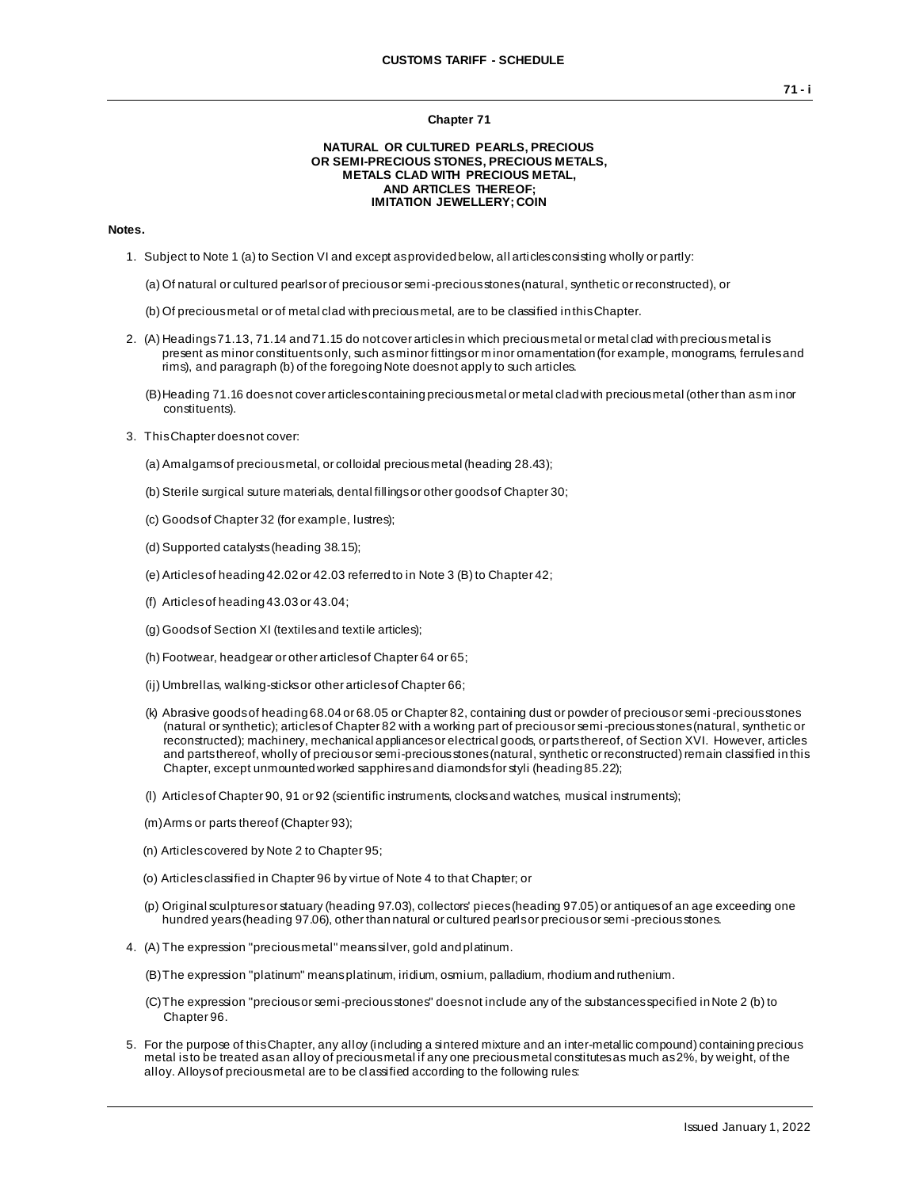# Chapter 71

## NATURAL OR CULTURED PEARLS, PRECIOUS OR SEMI-PRECIOUS STONES, PRECIOUS METALS, METALS CLAD WITH PRECIOUS METAL, AND ARTICLES THEREOF; IMITATION JEWELLERY; COIN

**Notes.**

1. Subject to Note 1 (a) to Section VI and except as provided below, all articles consisting wholly or partly:

   (a) Of natural or cultured pearls or of precious or semi-precious stones (natural, synthetic or reconstructed), or

   (b) Of precious metal or of metal clad with precious metal, are to be classified in this Chapter.

2. (A) Headings 71.13, 71.14 and 71.15 do not cover articles in which precious metal or metal clad with precious metal is present as minor constituents only, such as minor fittings or minor ornamentation (for example, monograms, ferrules and rims), and paragraph (b) of the foregoing Note does not apply to such articles.

   (B) Heading 71.16 does not cover articles containing precious metal or metal clad with precious metal (other than as minor constituents).

3. This Chapter does not cover:

   (a) Amalgams of precious metal, or colloidal precious metal (heading 28.43);

   (b) Sterile surgical suture materials, dental fillings or other goods of Chapter 30;

   (c) Goods of Chapter 32 (for example, lustres);

   (d) Supported catalysts (heading 38.15);

   (e) Articles of heading 42.02 or 42.03 referred to in Note 3 (B) to Chapter 42;

   (f) Articles of heading 43.03 or 43.04;

   (g) Goods of Section XI (textiles and textile articles);

   (h) Footwear, headgear or other articles of Chapter 64 or 65;

   (ij) Umbrellas, walking-sticks or other articles of Chapter 66;

   (k) Abrasive goods of heading 68.04 or 68.05 or Chapter 82, containing dust or powder of precious or semi-precious stones (natural or synthetic); articles of Chapter 82 with a working part of precious or semi-precious stones (natural, synthetic or reconstructed); machinery, mechanical appliances or electrical goods, or parts thereof, of Section XVI. However, articles and parts thereof, wholly of precious or semi-precious stones (natural, synthetic or reconstructed) remain classified in this Chapter, except unmounted worked sapphires and diamonds for styli (heading 85.22);

   (l) Articles of Chapter 90, 91 or 92 (scientific instruments, clocks and watches, musical instruments);

   (m) Arms or parts thereof (Chapter 93);

   (n) Articles covered by Note 2 to Chapter 95;

   (o) Articles classified in Chapter 96 by virtue of Note 4 to that Chapter; or

   (p) Original sculptures or statuary (heading 97.03), collectors' pieces (heading 97.05) or antiques of an age exceeding one hundred years (heading 97.06), other than natural or cultured pearls or precious or semi-precious stones.

4. (A) The expression "precious metal" means silver, gold and platinum.

   (B) The expression "platinum" means platinum, iridium, osmium, palladium, rhodium and ruthenium.

   (C) The expression "precious or semi-precious stones" does not include any of the substances specified in Note 2 (b) to Chapter 96.

5. For the purpose of this Chapter, any alloy (including a sintered mixture and an inter-metallic compound) containing precious metal is to be treated as an alloy of precious metal if any one precious metal constitutes as much as 2%, by weight, of the alloy. Alloys of precious metal are to be classified according to the following rules: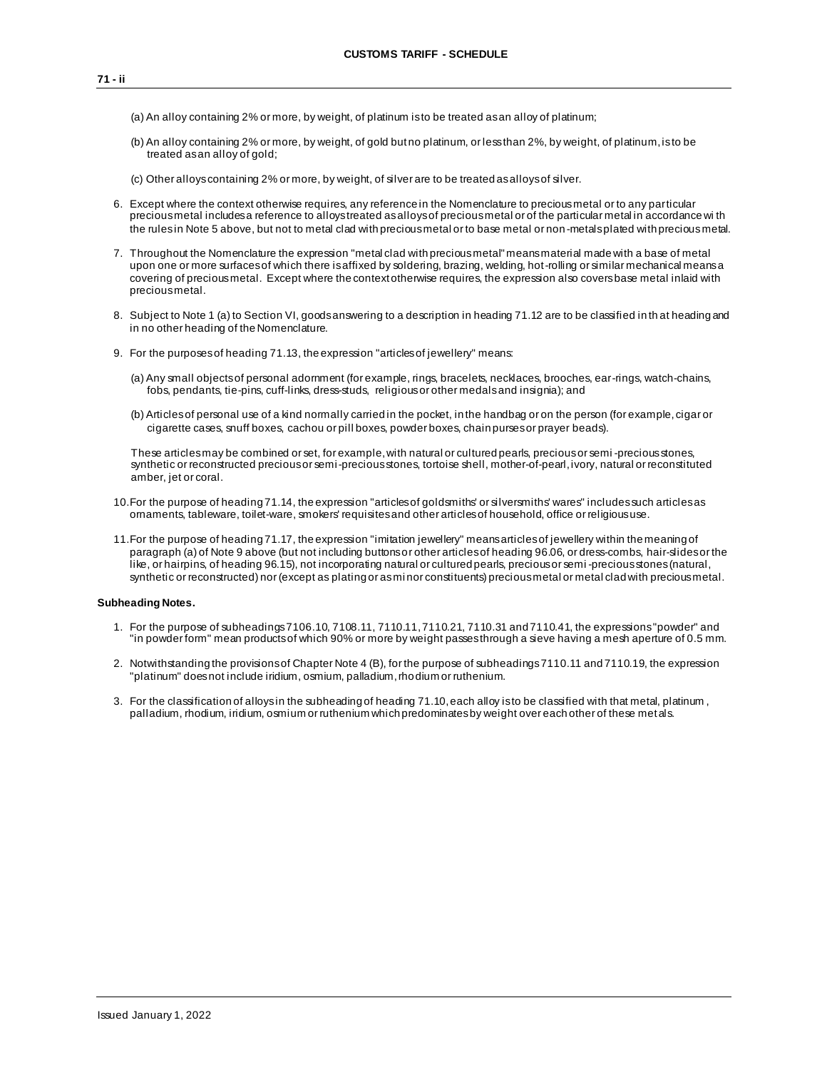(a) An alloy containing 2% or more, by weight, of platinum is to be treated as an alloy of platinum;

(b) An alloy containing 2% or more, by weight, of gold but no platinum, or less than 2%, by weight, of platinum, is to be treated as an alloy of gold;

(c) Other alloys containing 2% or more, by weight, of silver are to be treated as alloys of silver.

6. Except where the context otherwise requires, any reference in the Nomenclature to precious metal or to any particular precious metal includes a reference to alloys treated as alloys of precious metal or of the particular metal in accordance with the rules in Note 5 above, but not to metal clad with precious metal or to base metal or non-metals plated with precious metal.

7. Throughout the Nomenclature the expression "metal clad with precious metal" means material made with a base of metal upon one or more surfaces of which there is affixed by soldering, brazing, welding, hot-rolling or similar mechanical means a covering of precious metal. Except where the context otherwise requires, the expression also covers base metal inlaid with precious metal.

8. Subject to Note 1 (a) to Section VI, goods answering to a description in heading 71.12 are to be classified in that heading and in no other heading of the Nomenclature.

9. For the purposes of heading 71.13, the expression "articles of jewellery" means:

   (a) Any small objects of personal adornment (for example, rings, bracelets, necklaces, brooches, ear-rings, watch-chains, fobs, pendants, tie-pins, cuff-links, dress-studs, religious or other medals and insignia); and

   (b) Articles of personal use of a kind normally carried in the pocket, in the handbag or on the person (for example, cigar or cigarette cases, snuff boxes, cachou or pill boxes, powder boxes, chain purses or prayer beads).

   These articles may be combined or set, for example, with natural or cultured pearls, precious or semi-precious stones, synthetic or reconstructed precious or semi-precious stones, tortoise shell, mother-of-pearl, ivory, natural or reconstituted amber, jet or coral.

10. For the purpose of heading 71.14, the expression "articles of goldsmiths' or silversmiths' wares" includes such articles as ornaments, tableware, toilet-ware, smokers' requisites and other articles of household, office or religious use.

11. For the purpose of heading 71.17, the expression "imitation jewellery" means articles of jewellery within the meaning of paragraph (a) of Note 9 above (but not including buttons or other articles of heading 96.06, or dress-combs, hair-slides or the like, or hairpins, of heading 96.15), not incorporating natural or cultured pearls, precious or semi-precious stones (natural, synthetic or reconstructed) nor (except as plating or as minor constituents) precious metal or metal clad with precious metal.

**Subheading Notes.**

1. For the purpose of subheadings 7106.10, 7108.11, 7110.11, 7110.21, 7110.31 and 7110.41, the expressions "powder" and "in powder form" mean products of which 90% or more by weight passes through a sieve having a mesh aperture of 0.5 mm.

2. Notwithstanding the provisions of Chapter Note 4 (B), for the purpose of subheadings 7110.11 and 7110.19, the expression "platinum" does not include iridium, osmium, palladium, rhodium or ruthenium.

3. For the classification of alloys in the subheading of heading 71.10, each alloy is to be classified with that metal, platinum, palladium, rhodium, iridium, osmium or ruthenium which predominates by weight over each other of these metals.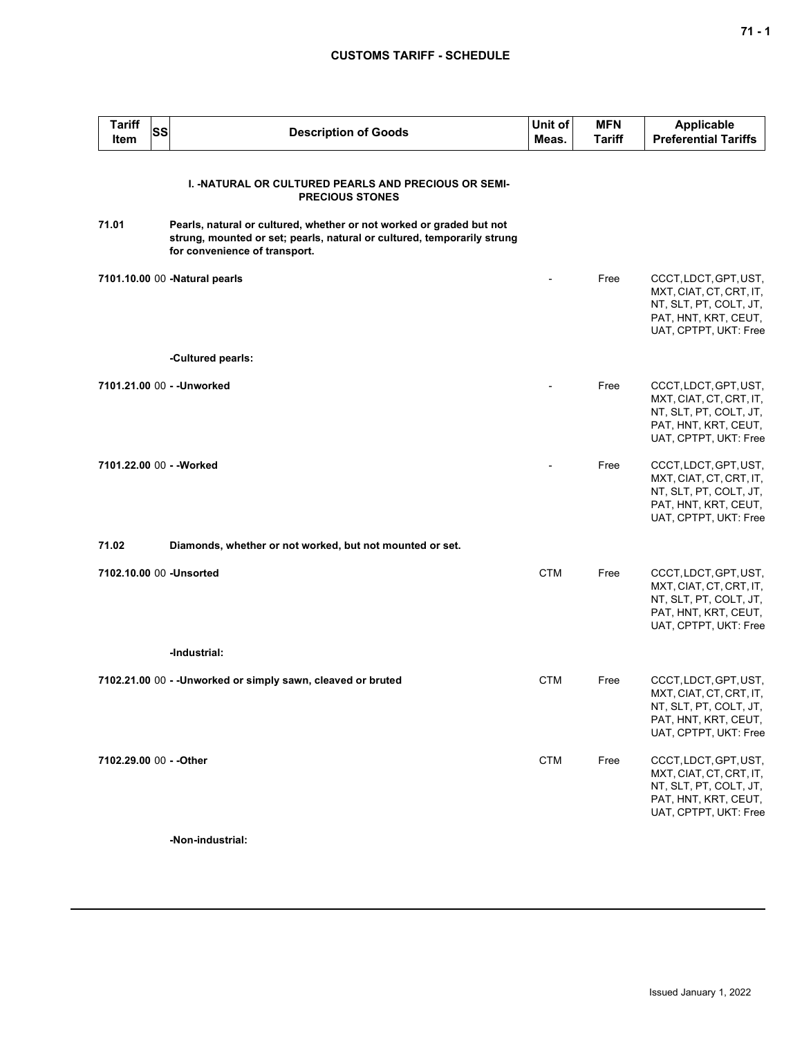| Tariff Item | SS | Description of Goods | Unit of Meas. | MFN Tariff | Applicable Preferential Tariffs |
|---|---|---|---|---|---|
| | | **I. -NATURAL OR CULTURED PEARLS AND PRECIOUS OR SEMI-PRECIOUS STONES** | | | |
| **71.01** | | **Pearls, natural or cultured, whether or not worked or graded but not strung, mounted or set; pearls, natural or cultured, temporarily strung for convenience of transport.** | | | |
| **7101.10.00** | 00 | **-Natural pearls** | - | Free | CCCT, LDCT, GPT, UST, MXT, CIAT, CT, CRT, IT, NT, SLT, PT, COLT, JT, PAT, HNT, KRT, CEUT, UAT, CPTPT, UKT: Free |
| | | **-Cultured pearls:** | | | |
| **7101.21.00** | 00 | **- -Unworked** | - | Free | CCCT, LDCT, GPT, UST, MXT, CIAT, CT, CRT, IT, NT, SLT, PT, COLT, JT, PAT, HNT, KRT, CEUT, UAT, CPTPT, UKT: Free |
| **7101.22.00** | 00 | **- -Worked** | - | Free | CCCT, LDCT, GPT, UST, MXT, CIAT, CT, CRT, IT, NT, SLT, PT, COLT, JT, PAT, HNT, KRT, CEUT, UAT, CPTPT, UKT: Free |
| **71.02** | | **Diamonds, whether or not worked, but not mounted or set.** | | | |
| **7102.10.00** | 00 | **-Unsorted** | CTM | Free | CCCT, LDCT, GPT, UST, MXT, CIAT, CT, CRT, IT, NT, SLT, PT, COLT, JT, PAT, HNT, KRT, CEUT, UAT, CPTPT, UKT: Free |
| | | **-Industrial:** | | | |
| **7102.21.00** | 00 | **- -Unworked or simply sawn, cleaved or bruted** | CTM | Free | CCCT, LDCT, GPT, UST, MXT, CIAT, CT, CRT, IT, NT, SLT, PT, COLT, JT, PAT, HNT, KRT, CEUT, UAT, CPTPT, UKT: Free |
| **7102.29.00** | 00 | **- -Other** | CTM | Free | CCCT, LDCT, GPT, UST, MXT, CIAT, CT, CRT, IT, NT, SLT, PT, COLT, JT, PAT, HNT, KRT, CEUT, UAT, CPTPT, UKT: Free |
| | | **-Non-industrial:** | | | |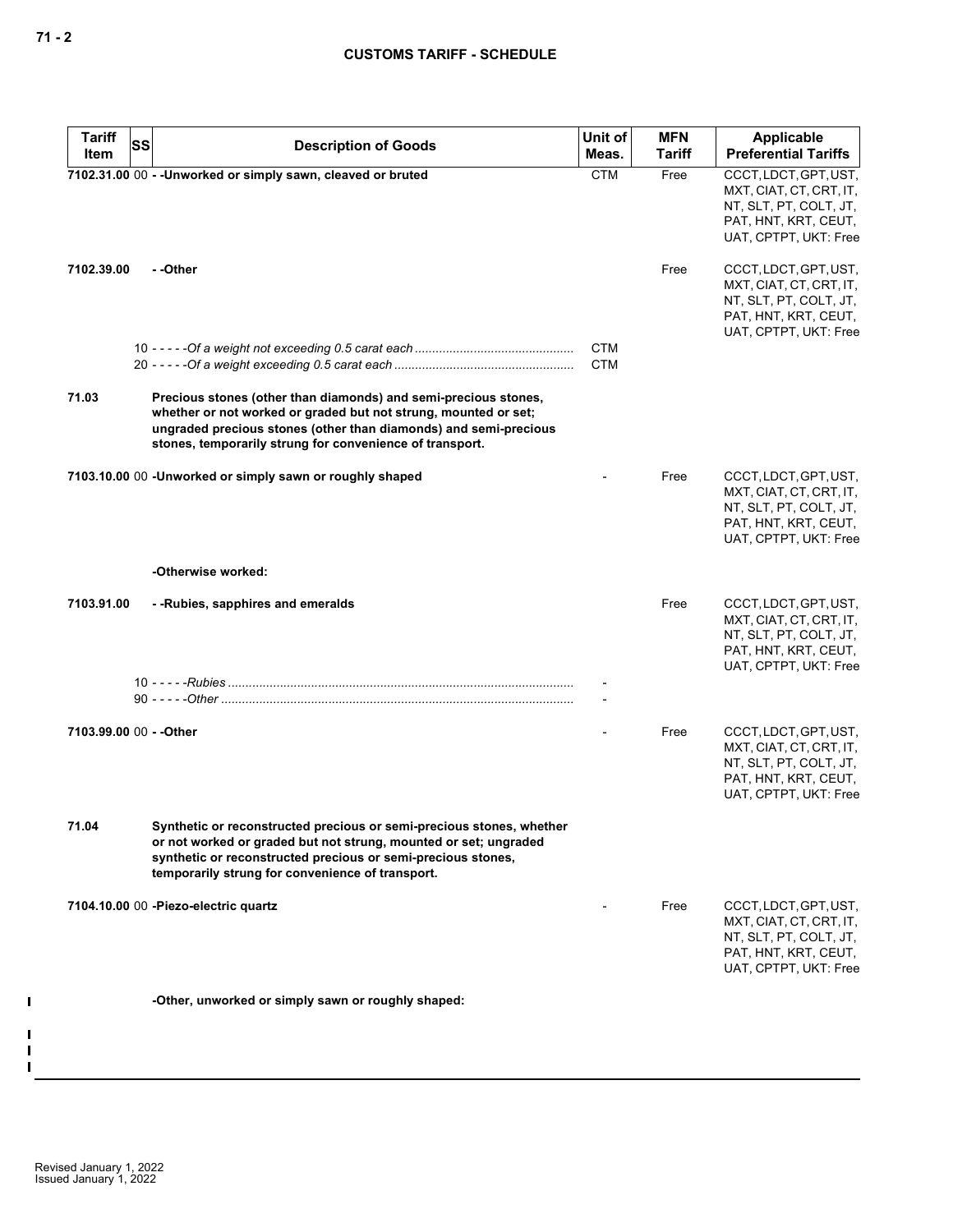| Tariff Item | SS | Description of Goods | Unit of Meas. | MFN Tariff | Applicable Preferential Tariffs |
|---|---|---|---|---|---|
| 7102.31.00 | 00 | - -Unworked or simply sawn, cleaved or bruted | CTM | Free | CCCT, LDCT, GPT, UST, MXT, CIAT, CT, CRT, IT, NT, SLT, PT, COLT, JT, PAT, HNT, KRT, CEUT, UAT, CPTPT, UKT: Free |
| 7102.39.00 | | - -Other | | Free | CCCT, LDCT, GPT, UST, MXT, CIAT, CT, CRT, IT, NT, SLT, PT, COLT, JT, PAT, HNT, KRT, CEUT, UAT, CPTPT, UKT: Free |
| | 10 | - - - - -*Of a weight not exceeding 0.5 carat each* | CTM | | |
| | 20 | - - - - -*Of a weight exceeding 0.5 carat each* | CTM | | |
| 71.03 | | **Precious stones (other than diamonds) and semi-precious stones, whether or not worked or graded but not strung, mounted or set; ungraded precious stones (other than diamonds) and semi-precious stones, temporarily strung for convenience of transport.** | | | |
| 7103.10.00 | 00 | -Unworked or simply sawn or roughly shaped | - | Free | CCCT, LDCT, GPT, UST, MXT, CIAT, CT, CRT, IT, NT, SLT, PT, COLT, JT, PAT, HNT, KRT, CEUT, UAT, CPTPT, UKT: Free |
| | | -Otherwise worked: | | | |
| 7103.91.00 | | - -Rubies, sapphires and emeralds | | Free | CCCT, LDCT, GPT, UST, MXT, CIAT, CT, CRT, IT, NT, SLT, PT, COLT, JT, PAT, HNT, KRT, CEUT, UAT, CPTPT, UKT: Free |
| | 10 | - - - - -*Rubies* | - | | |
| | 90 | - - - - -*Other* | - | | |
| 7103.99.00 | 00 | - -Other | - | Free | CCCT, LDCT, GPT, UST, MXT, CIAT, CT, CRT, IT, NT, SLT, PT, COLT, JT, PAT, HNT, KRT, CEUT, UAT, CPTPT, UKT: Free |
| 71.04 | | **Synthetic or reconstructed precious or semi-precious stones, whether or not worked or graded but not strung, mounted or set; ungraded synthetic or reconstructed precious or semi-precious stones, temporarily strung for convenience of transport.** | | | |
| 7104.10.00 | 00 | -Piezo-electric quartz | - | Free | CCCT, LDCT, GPT, UST, MXT, CIAT, CT, CRT, IT, NT, SLT, PT, COLT, JT, PAT, HNT, KRT, CEUT, UAT, CPTPT, UKT: Free |
| | | -Other, unworked or simply sawn or roughly shaped: | | | |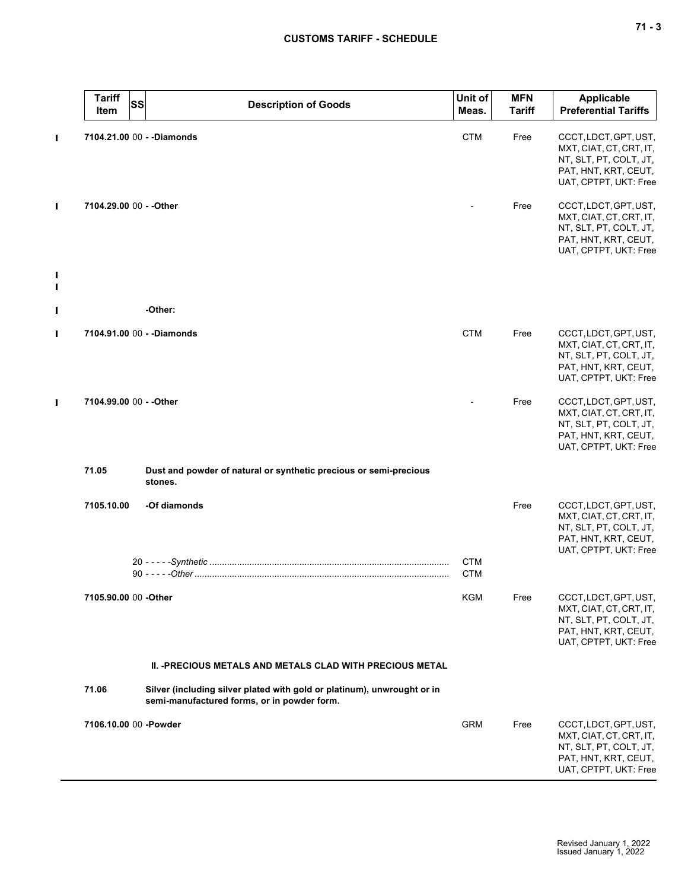| Tariff Item | SS | Description of Goods | Unit of Meas. | MFN Tariff | Applicable Preferential Tariffs |
|---|---|---|---|---|---|
| 7104.21.00 | 00 | - -Diamonds | CTM | Free | CCCT, LDCT, GPT, UST, MXT, CIAT, CT, CRT, IT, NT, SLT, PT, COLT, JT, PAT, HNT, KRT, CEUT, UAT, CPTPT, UKT: Free |
| 7104.29.00 | 00 | - -Other | - | Free | CCCT, LDCT, GPT, UST, MXT, CIAT, CT, CRT, IT, NT, SLT, PT, COLT, JT, PAT, HNT, KRT, CEUT, UAT, CPTPT, UKT: Free |
| | | -Other: | | | |
| 7104.91.00 | 00 | - -Diamonds | CTM | Free | CCCT, LDCT, GPT, UST, MXT, CIAT, CT, CRT, IT, NT, SLT, PT, COLT, JT, PAT, HNT, KRT, CEUT, UAT, CPTPT, UKT: Free |
| 7104.99.00 | 00 | - -Other | - | Free | CCCT, LDCT, GPT, UST, MXT, CIAT, CT, CRT, IT, NT, SLT, PT, COLT, JT, PAT, HNT, KRT, CEUT, UAT, CPTPT, UKT: Free |
| 71.05 | | **Dust and powder of natural or synthetic precious or semi-precious stones.** | | | |
| 7105.10.00 | | -Of diamonds | | Free | CCCT, LDCT, GPT, UST, MXT, CIAT, CT, CRT, IT, NT, SLT, PT, COLT, JT, PAT, HNT, KRT, CEUT, UAT, CPTPT, UKT: Free |
| | 20 | - - - - -*Synthetic* | CTM | | |
| | 90 | - - - - -*Other* | CTM | | |
| 7105.90.00 | 00 | -Other | KGM | Free | CCCT, LDCT, GPT, UST, MXT, CIAT, CT, CRT, IT, NT, SLT, PT, COLT, JT, PAT, HNT, KRT, CEUT, UAT, CPTPT, UKT: Free |
| | | **II. -PRECIOUS METALS AND METALS CLAD WITH PRECIOUS METAL** | | | |
| 71.06 | | **Silver (including silver plated with gold or platinum), unwrought or in semi-manufactured forms, or in powder form.** | | | |
| 7106.10.00 | 00 | -Powder | GRM | Free | CCCT, LDCT, GPT, UST, MXT, CIAT, CT, CRT, IT, NT, SLT, PT, COLT, JT, PAT, HNT, KRT, CEUT, UAT, CPTPT, UKT: Free |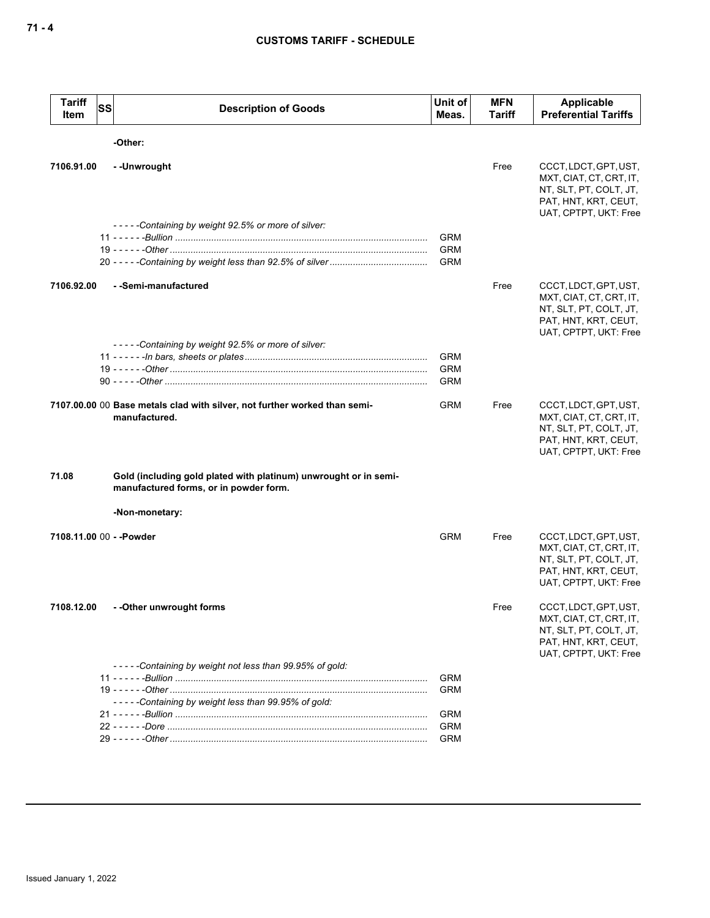| Tariff Item | SS | Description of Goods | Unit of Meas. | MFN Tariff | Applicable Preferential Tariffs |
|---|---|---|---|---|---|
| | | **-Other:** | | | |
| **7106.91.00** | | **- -Unwrought** | | Free | CCCT, LDCT, GPT, UST, MXT, CIAT, CT, CRT, IT, NT, SLT, PT, COLT, JT, PAT, HNT, KRT, CEUT, UAT, CPTPT, UKT: Free |
| | | *- - - - -Containing by weight 92.5% or more of silver:* | | | |
| | 11 | *- - - - - -Bullion* | GRM | | |
| | 19 | *- - - - - -Other* | GRM | | |
| | 20 | *- - - - -Containing by weight less than 92.5% of silver* | GRM | | |
| **7106.92.00** | | **- -Semi-manufactured** | | Free | CCCT, LDCT, GPT, UST, MXT, CIAT, CT, CRT, IT, NT, SLT, PT, COLT, JT, PAT, HNT, KRT, CEUT, UAT, CPTPT, UKT: Free |
| | | *- - - - -Containing by weight 92.5% or more of silver:* | | | |
| | 11 | *- - - - - -In bars, sheets or plates* | GRM | | |
| | 19 | *- - - - - -Other* | GRM | | |
| | 90 | *- - - - -Other* | GRM | | |
| **7107.00.00** | 00 | **Base metals clad with silver, not further worked than semi-manufactured.** | GRM | Free | CCCT, LDCT, GPT, UST, MXT, CIAT, CT, CRT, IT, NT, SLT, PT, COLT, JT, PAT, HNT, KRT, CEUT, UAT, CPTPT, UKT: Free |
| **71.08** | | **Gold (including gold plated with platinum) unwrought or in semi-manufactured forms, or in powder form.** | | | |
| | | **-Non-monetary:** | | | |
| **7108.11.00** | 00 | **- -Powder** | GRM | Free | CCCT, LDCT, GPT, UST, MXT, CIAT, CT, CRT, IT, NT, SLT, PT, COLT, JT, PAT, HNT, KRT, CEUT, UAT, CPTPT, UKT: Free |
| **7108.12.00** | | **- -Other unwrought forms** | | Free | CCCT, LDCT, GPT, UST, MXT, CIAT, CT, CRT, IT, NT, SLT, PT, COLT, JT, PAT, HNT, KRT, CEUT, UAT, CPTPT, UKT: Free |
| | | *- - - - -Containing by weight not less than 99.95% of gold:* | | | |
| | 11 | *- - - - - -Bullion* | GRM | | |
| | 19 | *- - - - - -Other* | GRM | | |
| | | *- - - - -Containing by weight less than 99.95% of gold:* | | | |
| | 21 | *- - - - - -Bullion* | GRM | | |
| | 22 | *- - - - - -Dore* | GRM | | |
| | 29 | *- - - - - -Other* | GRM | | |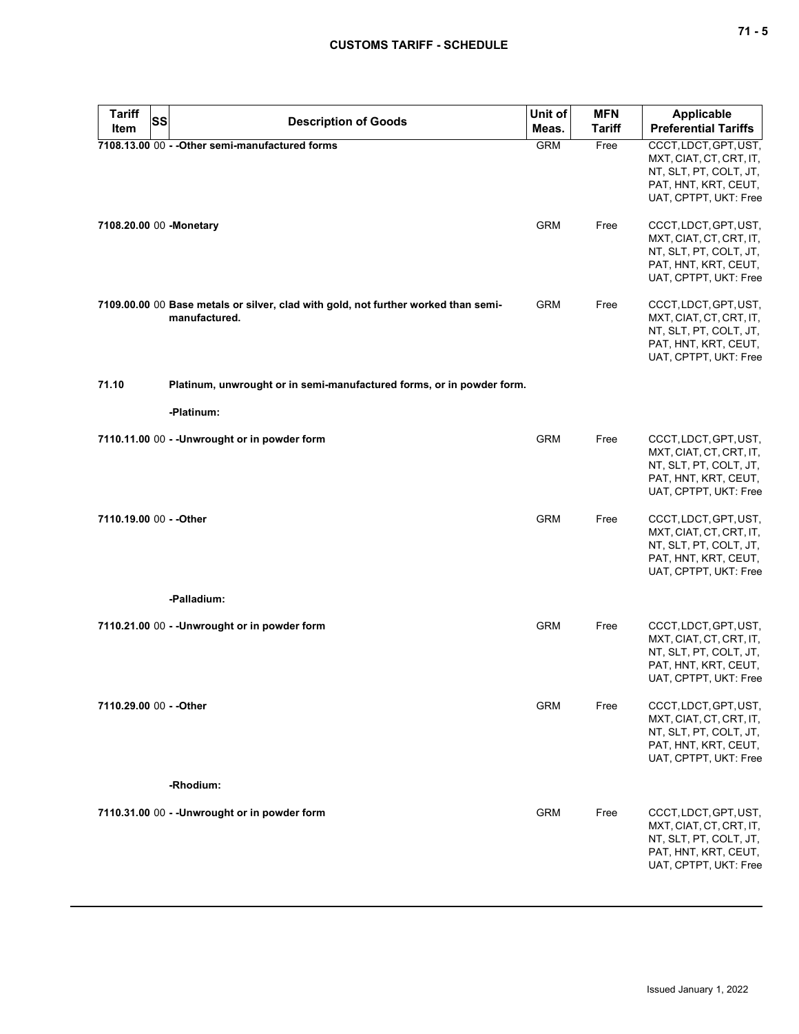| Tariff Item | SS | Description of Goods | Unit of Meas. | MFN Tariff | Applicable Preferential Tariffs |
|---|---|---|---|---|---|
| 7108.13.00 | 00 | - -Other semi-manufactured forms | GRM | Free | CCCT, LDCT, GPT, UST, MXT, CIAT, CT, CRT, IT, NT, SLT, PT, COLT, JT, PAT, HNT, KRT, CEUT, UAT, CPTPT, UKT: Free |
| 7108.20.00 | 00 | -Monetary | GRM | Free | CCCT, LDCT, GPT, UST, MXT, CIAT, CT, CRT, IT, NT, SLT, PT, COLT, JT, PAT, HNT, KRT, CEUT, UAT, CPTPT, UKT: Free |
| 7109.00.00 | 00 | **Base metals or silver, clad with gold, not further worked than semi-manufactured.** | GRM | Free | CCCT, LDCT, GPT, UST, MXT, CIAT, CT, CRT, IT, NT, SLT, PT, COLT, JT, PAT, HNT, KRT, CEUT, UAT, CPTPT, UKT: Free |
| 71.10 | | **Platinum, unwrought or in semi-manufactured forms, or in powder form.** | | | |
| | | -Platinum: | | | |
| 7110.11.00 | 00 | - -Unwrought or in powder form | GRM | Free | CCCT, LDCT, GPT, UST, MXT, CIAT, CT, CRT, IT, NT, SLT, PT, COLT, JT, PAT, HNT, KRT, CEUT, UAT, CPTPT, UKT: Free |
| 7110.19.00 | 00 | - -Other | GRM | Free | CCCT, LDCT, GPT, UST, MXT, CIAT, CT, CRT, IT, NT, SLT, PT, COLT, JT, PAT, HNT, KRT, CEUT, UAT, CPTPT, UKT: Free |
| | | -Palladium: | | | |
| 7110.21.00 | 00 | - -Unwrought or in powder form | GRM | Free | CCCT, LDCT, GPT, UST, MXT, CIAT, CT, CRT, IT, NT, SLT, PT, COLT, JT, PAT, HNT, KRT, CEUT, UAT, CPTPT, UKT: Free |
| 7110.29.00 | 00 | - -Other | GRM | Free | CCCT, LDCT, GPT, UST, MXT, CIAT, CT, CRT, IT, NT, SLT, PT, COLT, JT, PAT, HNT, KRT, CEUT, UAT, CPTPT, UKT: Free |
| | | -Rhodium: | | | |
| 7110.31.00 | 00 | - -Unwrought or in powder form | GRM | Free | CCCT, LDCT, GPT, UST, MXT, CIAT, CT, CRT, IT, NT, SLT, PT, COLT, JT, PAT, HNT, KRT, CEUT, UAT, CPTPT, UKT: Free |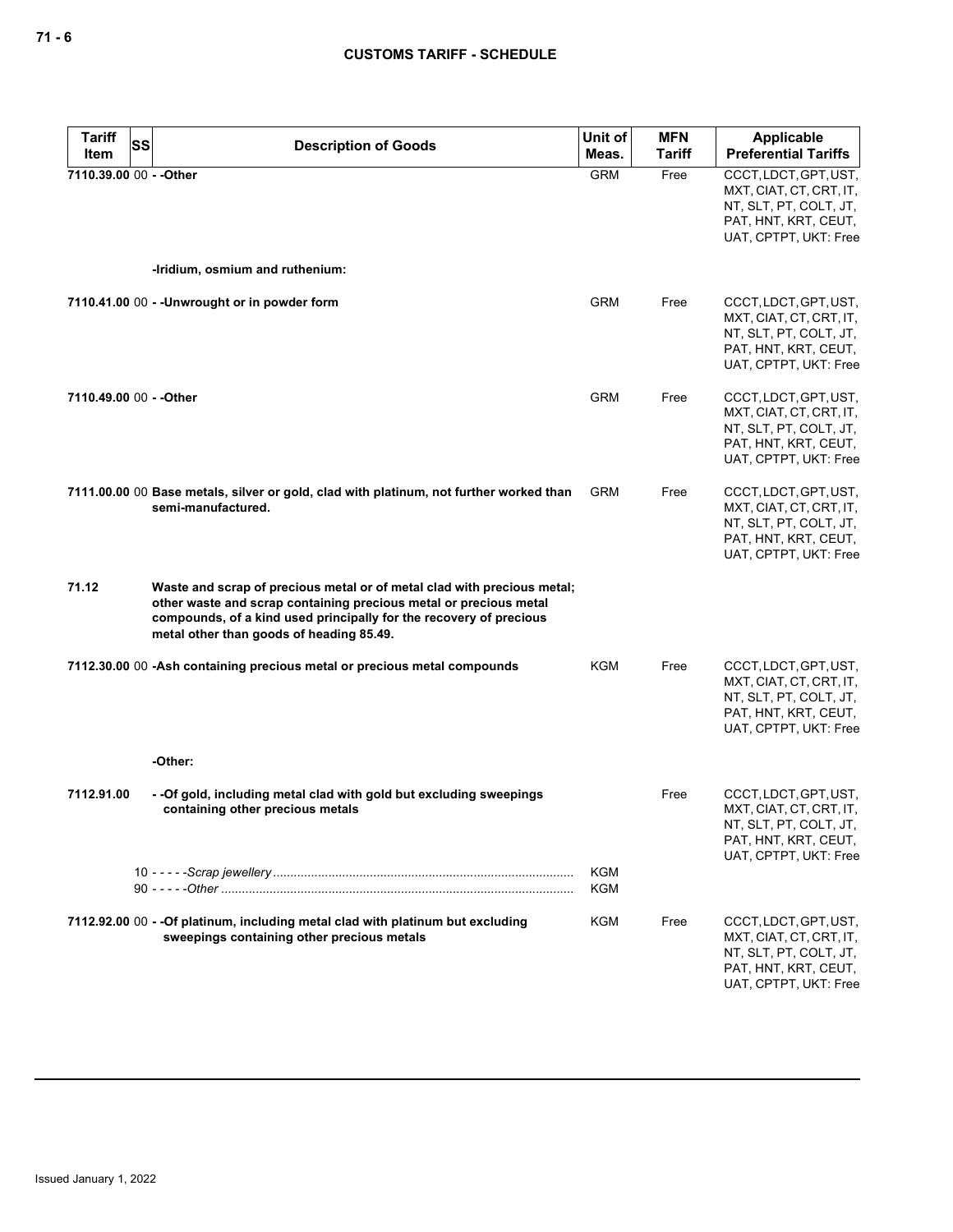| Tariff Item | SS | Description of Goods | Unit of Meas. | MFN Tariff | Applicable Preferential Tariffs |
|---|---|---|---|---|---|
| 7110.39.00 | 00 | - -Other | GRM | Free | CCCT, LDCT, GPT, UST, MXT, CIAT, CT, CRT, IT, NT, SLT, PT, COLT, JT, PAT, HNT, KRT, CEUT, UAT, CPTPT, UKT: Free |
| | | -Iridium, osmium and ruthenium: | | | |
| 7110.41.00 | 00 | - -Unwrought or in powder form | GRM | Free | CCCT, LDCT, GPT, UST, MXT, CIAT, CT, CRT, IT, NT, SLT, PT, COLT, JT, PAT, HNT, KRT, CEUT, UAT, CPTPT, UKT: Free |
| 7110.49.00 | 00 | - -Other | GRM | Free | CCCT, LDCT, GPT, UST, MXT, CIAT, CT, CRT, IT, NT, SLT, PT, COLT, JT, PAT, HNT, KRT, CEUT, UAT, CPTPT, UKT: Free |
| 7111.00.00 | 00 | Base metals, silver or gold, clad with platinum, not further worked than semi-manufactured. | GRM | Free | CCCT, LDCT, GPT, UST, MXT, CIAT, CT, CRT, IT, NT, SLT, PT, COLT, JT, PAT, HNT, KRT, CEUT, UAT, CPTPT, UKT: Free |
| 71.12 | | Waste and scrap of precious metal or of metal clad with precious metal; other waste and scrap containing precious metal or precious metal compounds, of a kind used principally for the recovery of precious metal other than goods of heading 85.49. | | | |
| 7112.30.00 | 00 | -Ash containing precious metal or precious metal compounds | KGM | Free | CCCT, LDCT, GPT, UST, MXT, CIAT, CT, CRT, IT, NT, SLT, PT, COLT, JT, PAT, HNT, KRT, CEUT, UAT, CPTPT, UKT: Free |
| | | -Other: | | | |
| 7112.91.00 | | - -Of gold, including metal clad with gold but excluding sweepings containing other precious metals | | Free | CCCT, LDCT, GPT, UST, MXT, CIAT, CT, CRT, IT, NT, SLT, PT, COLT, JT, PAT, HNT, KRT, CEUT, UAT, CPTPT, UKT: Free |
| | 10 | - - - - -*Scrap jewellery* | KGM | | |
| | 90 | - - - - -*Other* | KGM | | |
| 7112.92.00 | 00 | - -Of platinum, including metal clad with platinum but excluding sweepings containing other precious metals | KGM | Free | CCCT, LDCT, GPT, UST, MXT, CIAT, CT, CRT, IT, NT, SLT, PT, COLT, JT, PAT, HNT, KRT, CEUT, UAT, CPTPT, UKT: Free |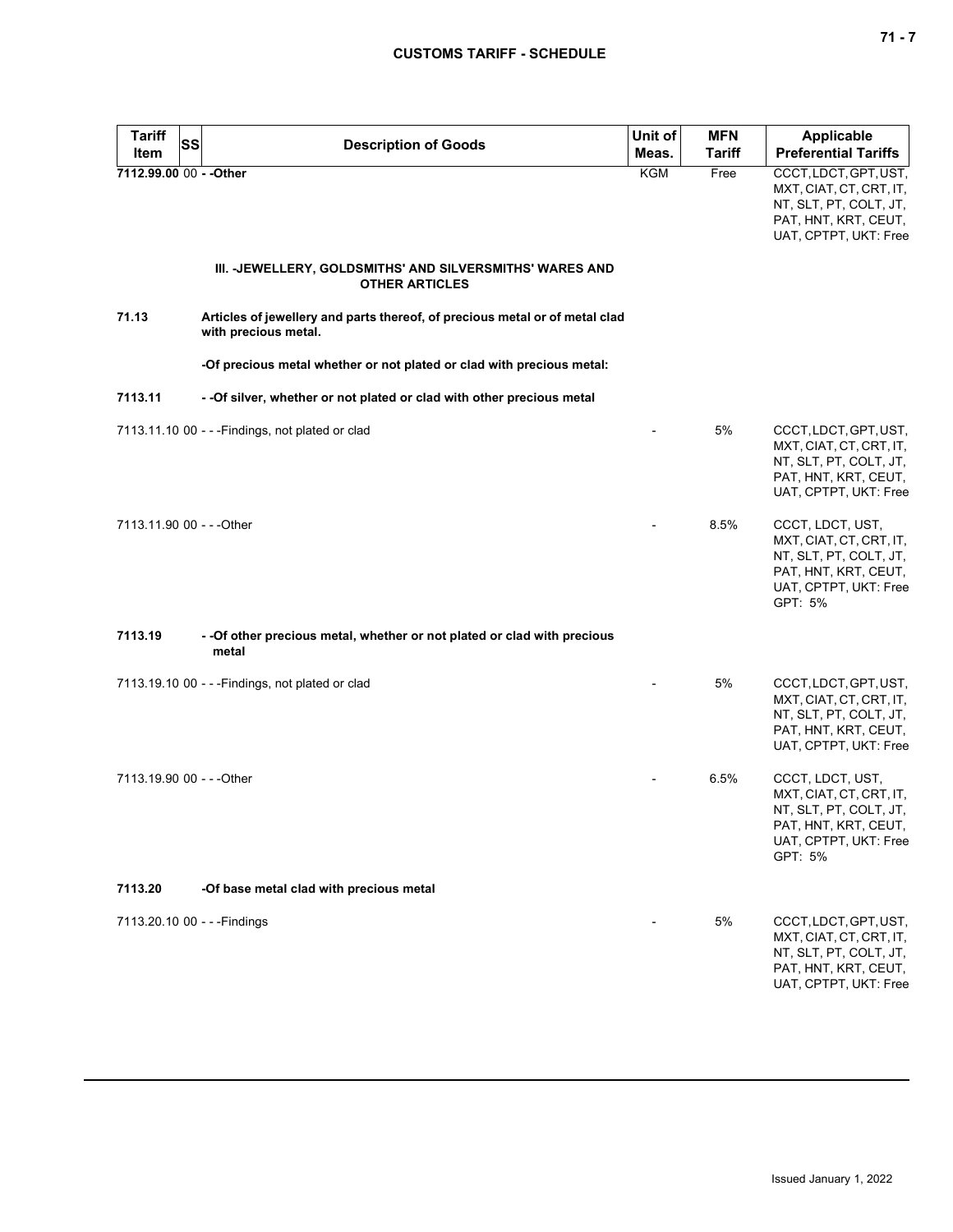| Tariff Item | SS | Description of Goods | Unit of Meas. | MFN Tariff | Applicable Preferential Tariffs |
|---|---|---|---|---|---|
| **7112.99.00** | 00 | **- -Other** | KGM | Free | CCCT, LDCT, GPT, UST, MXT, CIAT, CT, CRT, IT, NT, SLT, PT, COLT, JT, PAT, HNT, KRT, CEUT, UAT, CPTPT, UKT: Free |
| | | **III. -JEWELLERY, GOLDSMITHS' AND SILVERSMITHS' WARES AND OTHER ARTICLES** | | | |
| **71.13** | | **Articles of jewellery and parts thereof, of precious metal or of metal clad with precious metal.** | | | |
| | | **-Of precious metal whether or not plated or clad with precious metal:** | | | |
| **7113.11** | | **- -Of silver, whether or not plated or clad with other precious metal** | | | |
| 7113.11.10 | 00 | - - -Findings, not plated or clad | - | 5% | CCCT, LDCT, GPT, UST, MXT, CIAT, CT, CRT, IT, NT, SLT, PT, COLT, JT, PAT, HNT, KRT, CEUT, UAT, CPTPT, UKT: Free |
| 7113.11.90 | 00 | - - -Other | - | 8.5% | CCCT, LDCT, UST, MXT, CIAT, CT, CRT, IT, NT, SLT, PT, COLT, JT, PAT, HNT, KRT, CEUT, UAT, CPTPT, UKT: Free<br>GPT: 5% |
| **7113.19** | | **- -Of other precious metal, whether or not plated or clad with precious metal** | | | |
| 7113.19.10 | 00 | - - -Findings, not plated or clad | - | 5% | CCCT, LDCT, GPT, UST, MXT, CIAT, CT, CRT, IT, NT, SLT, PT, COLT, JT, PAT, HNT, KRT, CEUT, UAT, CPTPT, UKT: Free |
| 7113.19.90 | 00 | - - -Other | - | 6.5% | CCCT, LDCT, UST, MXT, CIAT, CT, CRT, IT, NT, SLT, PT, COLT, JT, PAT, HNT, KRT, CEUT, UAT, CPTPT, UKT: Free<br>GPT: 5% |
| **7113.20** | | **-Of base metal clad with precious metal** | | | |
| 7113.20.10 | 00 | - - -Findings | - | 5% | CCCT, LDCT, GPT, UST, MXT, CIAT, CT, CRT, IT, NT, SLT, PT, COLT, JT, PAT, HNT, KRT, CEUT, UAT, CPTPT, UKT: Free |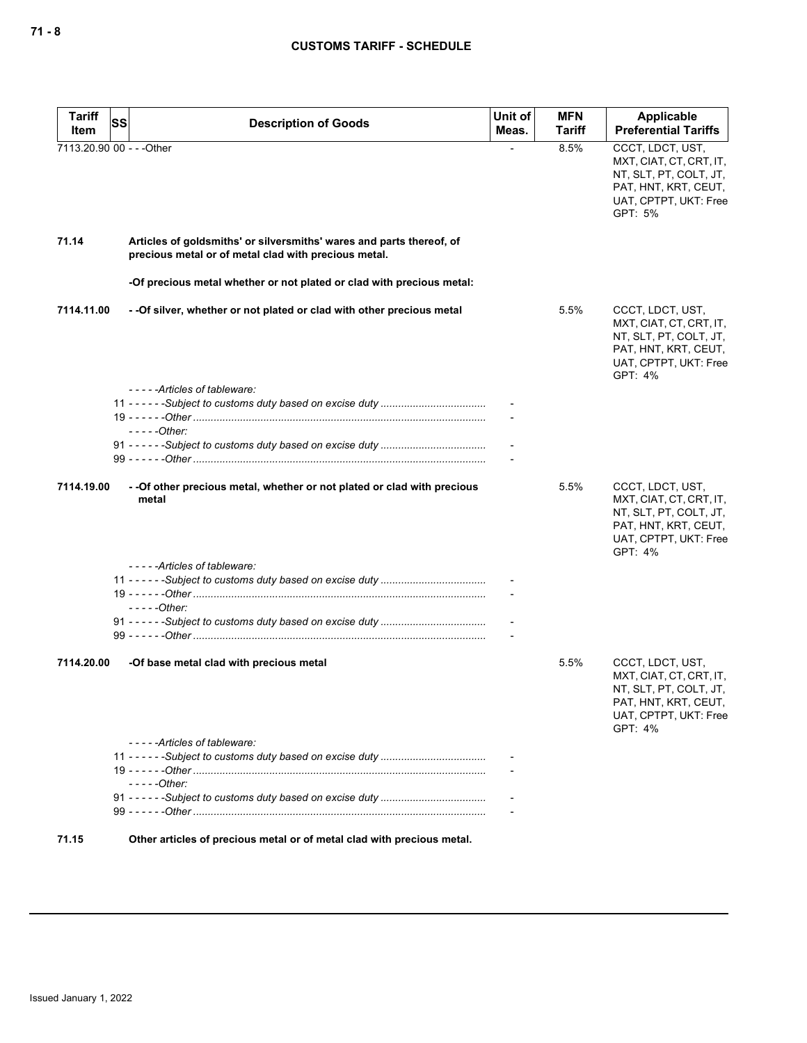| Tariff Item | SS | Description of Goods | Unit of Meas. | MFN Tariff | Applicable Preferential Tariffs |
|---|---|---|---|---|---|
| 7113.20.90 | 00 | - - -Other | - | 8.5% | CCCT, LDCT, UST, MXT, CIAT, CT, CRT, IT, NT, SLT, PT, COLT, JT, PAT, HNT, KRT, CEUT, UAT, CPTPT, UKT: Free GPT: 5% |
| **71.14** | | **Articles of goldsmiths' or silversmiths' wares and parts thereof, of precious metal or of metal clad with precious metal.** | | | |
| | | **-Of precious metal whether or not plated or clad with precious metal:** | | | |
| **7114.11.00** | | **- -Of silver, whether or not plated or clad with other precious metal** | | 5.5% | CCCT, LDCT, UST, MXT, CIAT, CT, CRT, IT, NT, SLT, PT, COLT, JT, PAT, HNT, KRT, CEUT, UAT, CPTPT, UKT: Free GPT: 4% |
| | | *- - - - -Articles of tableware:* | | | |
| | 11 | *- - - - - -Subject to customs duty based on excise duty* | - | | |
| | 19 | *- - - - - -Other* | - | | |
| | | *- - - - -Other:* | | | |
| | 91 | *- - - - - -Subject to customs duty based on excise duty* | - | | |
| | 99 | *- - - - - -Other* | - | | |
| **7114.19.00** | | **- -Of other precious metal, whether or not plated or clad with precious metal** | | 5.5% | CCCT, LDCT, UST, MXT, CIAT, CT, CRT, IT, NT, SLT, PT, COLT, JT, PAT, HNT, KRT, CEUT, UAT, CPTPT, UKT: Free GPT: 4% |
| | | *- - - - -Articles of tableware:* | | | |
| | 11 | *- - - - - -Subject to customs duty based on excise duty* | - | | |
| | 19 | *- - - - - -Other* | - | | |
| | | *- - - - -Other:* | | | |
| | 91 | *- - - - - -Subject to customs duty based on excise duty* | - | | |
| | 99 | *- - - - - -Other* | - | | |
| **7114.20.00** | | **-Of base metal clad with precious metal** | | 5.5% | CCCT, LDCT, UST, MXT, CIAT, CT, CRT, IT, NT, SLT, PT, COLT, JT, PAT, HNT, KRT, CEUT, UAT, CPTPT, UKT: Free GPT: 4% |
| | | *- - - - -Articles of tableware:* | | | |
| | 11 | *- - - - - -Subject to customs duty based on excise duty* | - | | |
| | 19 | *- - - - - -Other* | - | | |
| | | *- - - - -Other:* | | | |
| | 91 | *- - - - - -Subject to customs duty based on excise duty* | - | | |
| | 99 | *- - - - - -Other* | - | | |
| **71.15** | | **Other articles of precious metal or of metal clad with precious metal.** | | | |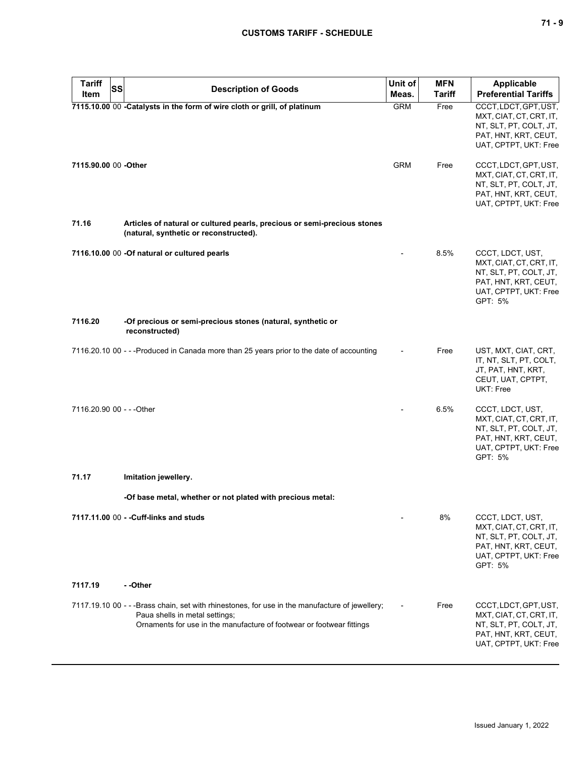| Tariff Item | SS | Description of Goods | Unit of Meas. | MFN Tariff | Applicable Preferential Tariffs |
|---|---|---|---|---|---|
| **7115.10.00** | 00 | **-Catalysts in the form of wire cloth or grill, of platinum** | GRM | Free | CCCT, LDCT, GPT, UST, MXT, CIAT, CT, CRT, IT, NT, SLT, PT, COLT, JT, PAT, HNT, KRT, CEUT, UAT, CPTPT, UKT: Free |
| **7115.90.00** | 00 | **-Other** | GRM | Free | CCCT, LDCT, GPT, UST, MXT, CIAT, CT, CRT, IT, NT, SLT, PT, COLT, JT, PAT, HNT, KRT, CEUT, UAT, CPTPT, UKT: Free |
| **71.16** | | **Articles of natural or cultured pearls, precious or semi-precious stones (natural, synthetic or reconstructed).** | | | |
| **7116.10.00** | 00 | **-Of natural or cultured pearls** | - | 8.5% | CCCT, LDCT, UST, MXT, CIAT, CT, CRT, IT, NT, SLT, PT, COLT, JT, PAT, HNT, KRT, CEUT, UAT, CPTPT, UKT: Free<br>GPT: 5% |
| **7116.20** | | **-Of precious or semi-precious stones (natural, synthetic or reconstructed)** | | | |
| 7116.20.10 | 00 | - - -Produced in Canada more than 25 years prior to the date of accounting | - | Free | UST, MXT, CIAT, CRT, IT, NT, SLT, PT, COLT, JT, PAT, HNT, KRT, CEUT, UAT, CPTPT, UKT: Free |
| 7116.20.90 | 00 | - - -Other | - | 6.5% | CCCT, LDCT, UST, MXT, CIAT, CT, CRT, IT, NT, SLT, PT, COLT, JT, PAT, HNT, KRT, CEUT, UAT, CPTPT, UKT: Free<br>GPT: 5% |
| **71.17** | | **Imitation jewellery.** | | | |
| | | **-Of base metal, whether or not plated with precious metal:** | | | |
| **7117.11.00** | 00 | **- -Cuff-links and studs** | - | 8% | CCCT, LDCT, UST, MXT, CIAT, CT, CRT, IT, NT, SLT, PT, COLT, JT, PAT, HNT, KRT, CEUT, UAT, CPTPT, UKT: Free<br>GPT: 5% |
| **7117.19** | | **- -Other** | | | |
| 7117.19.10 | 00 | - - -Brass chain, set with rhinestones, for use in the manufacture of jewellery;<br>Paua shells in metal settings;<br>Ornaments for use in the manufacture of footwear or footwear fittings | - | Free | CCCT, LDCT, GPT, UST, MXT, CIAT, CT, CRT, IT, NT, SLT, PT, COLT, JT, PAT, HNT, KRT, CEUT, UAT, CPTPT, UKT: Free |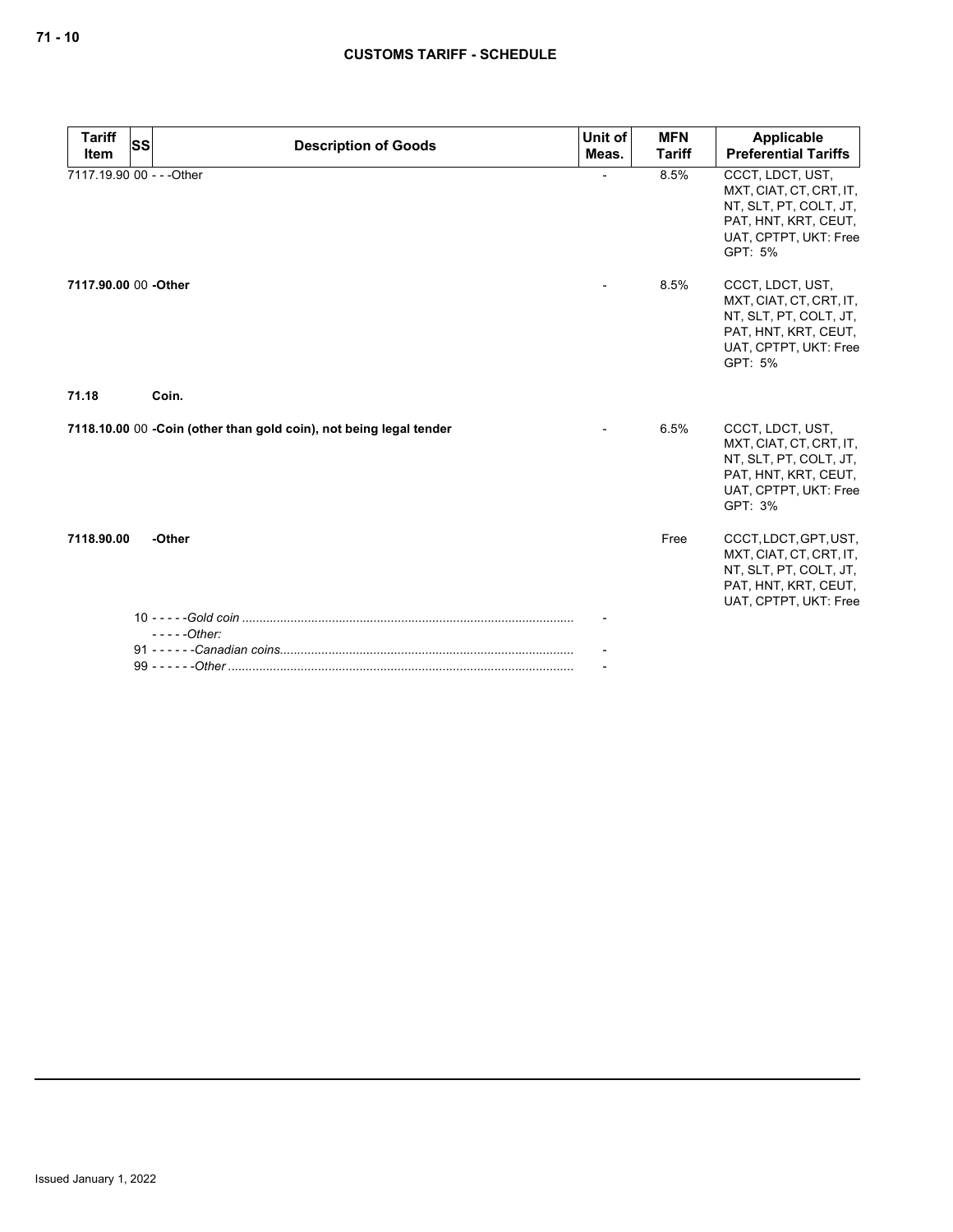| Tariff Item | SS | Description of Goods | Unit of Meas. | MFN Tariff | Applicable Preferential Tariffs |
|---|---|---|---|---|---|
| 7117.19.90 | 00 | - - -Other | - | 8.5% | CCCT, LDCT, UST, MXT, CIAT, CT, CRT, IT, NT, SLT, PT, COLT, JT, PAT, HNT, KRT, CEUT, UAT, CPTPT, UKT: Free GPT: 5% |
| **7117.90.00** | 00 | **-Other** | - | 8.5% | CCCT, LDCT, UST, MXT, CIAT, CT, CRT, IT, NT, SLT, PT, COLT, JT, PAT, HNT, KRT, CEUT, UAT, CPTPT, UKT: Free GPT: 5% |
| **71.18** | | **Coin.** | | | |
| **7118.10.00** | 00 | **-Coin (other than gold coin), not being legal tender** | - | 6.5% | CCCT, LDCT, UST, MXT, CIAT, CT, CRT, IT, NT, SLT, PT, COLT, JT, PAT, HNT, KRT, CEUT, UAT, CPTPT, UKT: Free GPT: 3% |
| **7118.90.00** | | **-Other** | | Free | CCCT, LDCT, GPT, UST, MXT, CIAT, CT, CRT, IT, NT, SLT, PT, COLT, JT, PAT, HNT, KRT, CEUT, UAT, CPTPT, UKT: Free |
| | 10 | - - - - -*Gold coin* | - | | |
| | | - - - - -*Other:* | | | |
| | 91 | - - - - - -*Canadian coins* | - | | |
| | 99 | - - - - - -*Other* | - | | |